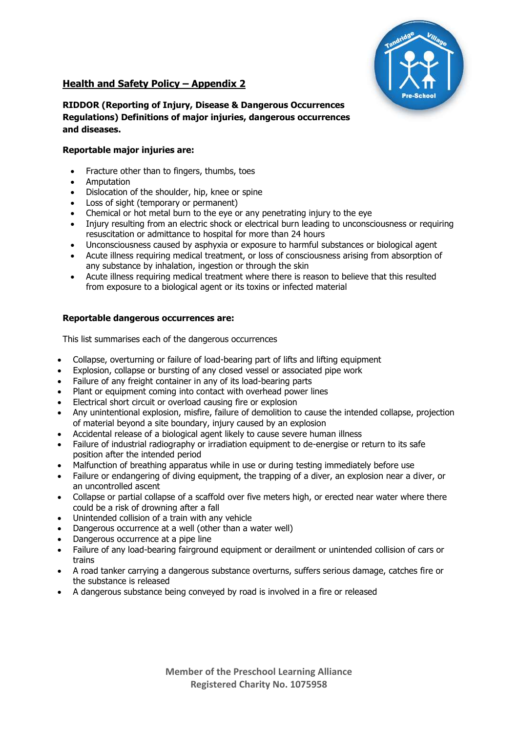## Health and Safety Policy – Appendix 2

**RIDDOR (Reporting of Injury, Disease & Dangerous Occurrences Regulations) Definitions of major injuries, dangerous occurrences and diseases.**

**Reportable major injuries are:**

- Fracture other than to fingers, thumbs, toes
- Amputation
- Dislocation of the shoulder, hip, knee or spine
- Loss of sight (temporary or permanent)
- Chemical or hot metal burn to the eye or any penetrating injury to the eye
- Injury resulting from an electric shock or electrical burn leading to unconsciousness or requiring resuscitation or admittance to hospital for more than 24 hours
- Unconsciousness caused by asphyxia or exposure to harmful substances or biological agent
- Acute illness requiring medical treatment, or loss of consciousness arising from absorption of any substance by inhalation, ingestion or through the skin
- Acute illness requiring medical treatment where there is reason to believe that this resulted from exposure to a biological agent or its toxins or infected material

**Reportable dangerous occurrences are:**

This list summarises each of the dangerous occurrences

- Collapse, overturning or failure of load-bearing part of lifts and lifting equipment
- Explosion, collapse or bursting of any closed vessel or associated pipe work
- Failure of any freight container in any of its load-bearing parts
- Plant or equipment coming into contact with overhead power lines
- Electrical short circuit or overload causing fire or explosion
- Any unintentional explosion, misfire, failure of demolition to cause the intended collapse, projection of material beyond a site boundary, injury caused by an explosion
- Accidental release of a biological agent likely to cause severe human illness
- Failure of industrial radiography or irradiation equipment to de-energise or return to its safe position after the intended period
- Malfunction of breathing apparatus while in use or during testing immediately before use
- Failure or endangering of diving equipment, the trapping of a diver, an explosion near a diver, or an uncontrolled ascent
- Collapse or partial collapse of a scaffold over five meters high, or erected near water where there could be a risk of drowning after a fall
- Unintended collision of a train with any vehicle
- Dangerous occurrence at a well (other than a water well)
- Dangerous occurrence at a pipe line
- Failure of any load-bearing fairground equipment or derailment or unintended collision of cars or trains
- A road tanker carrying a dangerous substance overturns, suffers serious damage, catches fire or the substance is released
- A dangerous substance being conveyed by road is involved in a fire or released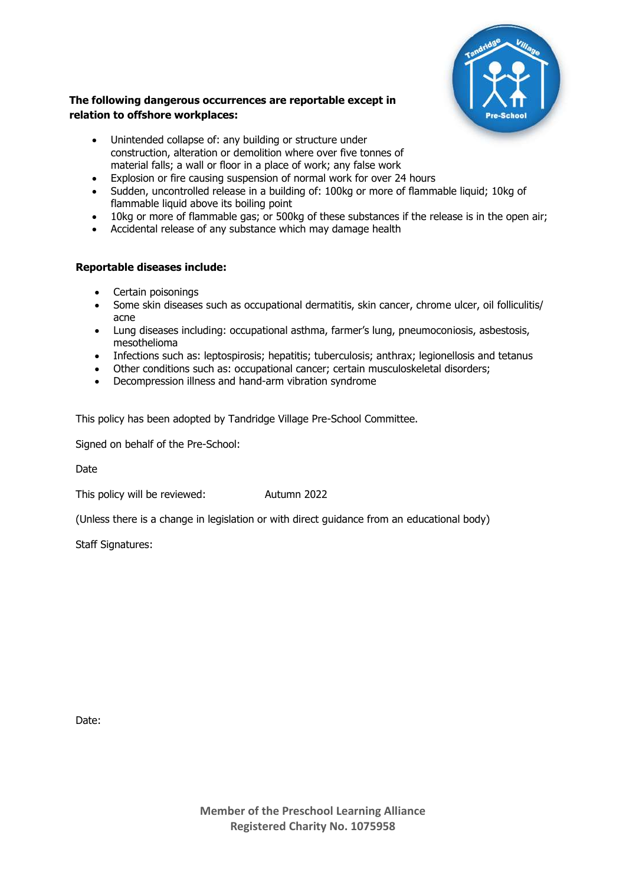**The following dangerous occurrences are reportable except in relation to offshore workplaces:**

- Unintended collapse of: any building or structure under construction, alteration or demolition where over five tonnes of material falls; a wall or floor in a place of work; any false work
- Explosion or fire causing suspension of normal work for over 24 hours
- Sudden, uncontrolled release in a building of: 100kg or more of flammable liquid; 10kg of flammable liquid above its boiling point
- 10kg or more of flammable gas; or 500kg of these substances if the release is in the open air;
- Accidental release of any substance which may damage health

**Reportable diseases include:**

- Certain poisonings
- Some skin diseases such as occupational dermatitis, skin cancer, chrome ulcer, oil folliculitis/ acne
- Lung diseases including: occupational asthma, farmer's lung, pneumoconiosis, asbestosis, mesothelioma
- Infections such as: leptospirosis; hepatitis; tuberculosis; anthrax; legionellosis and tetanus
- Other conditions such as: occupational cancer; certain musculoskeletal disorders;
- Decompression illness and hand-arm vibration syndrome

This policy has been adopted by Tandridge Village Pre-School Committee.

Signed on behalf of the Pre-School:

Date

This policy will be reviewed: Autumn 2022

(Unless there is a change in legislation or with direct guidance from an educational body)

Staff Signatures:

Date:

**Member of the Preschool Learning Alliance**
**Registered Charity No. 1075958**